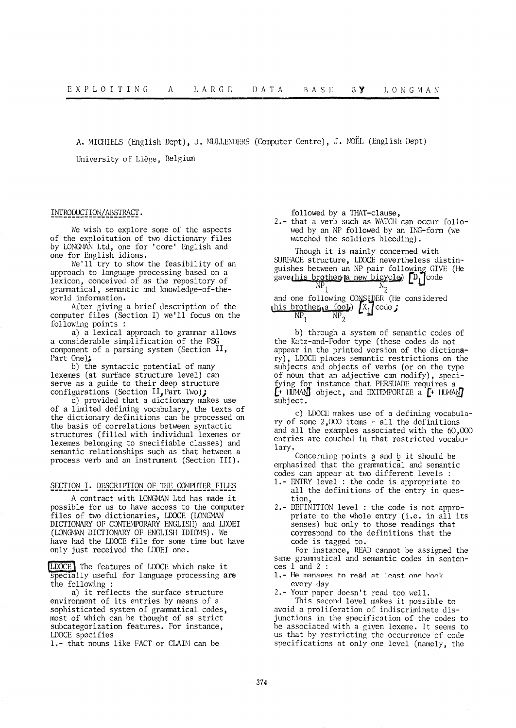# EXPLOITING A LARGE DATA BASE BY LONGMAN

A. MICHIELS (English Dept), J. MULLENDERS (Computer Centre), J. NOËL (English Dept)

University of Liège, Belgium

## INTRODUCTION/ABSTRACT.

We wish to explore some of the aspects of the exploitation of two dictionary files by LONGMAN Ltd, one for 'core' English and one for English idioms.

We'll try to show the feasibility of an approach to language processing based on a lexicon, conceived of as the repository of grammatical, semantic and knowledge-of-the-world information.

After giving a brief description of the computer files (Section I) we'll focus on the following points :

a) a lexical approach to grammar allows a considerable simplification of the PSG component of a parsing system (Section II, Part One);

b) the syntactic potential of many lexemes (at surface structure level) can serve as a guide to their deep structure configurations (Section II, Part Two);

c) provided that a dictionary makes use of a limited defining vocabulary, the texts of the dictionary definitions can be processed on the basis of correlations between syntactic structures (filled with individual lexemes or lexemes belonging to specifiable classes) and semantic relationships such as that between a process verb and an instrument (Section III).

## SECTION I. DESCRIPTION OF THE COMPUTER FILES

A contract with LONGMAN Ltd has made it possible for us to have access to the computer files of two dictionaries, LDOCE (LONGMAN DICTIONARY OF CONTEMPORARY ENGLISH) and LDOEI (LONGMAN DICTIONARY OF ENGLISH IDIOMS). We have had the LDOCE file for some time but have only just received the LDOEI one.

**LDOCE** The features of LDOCE which make it specially useful for language processing are the following :

a) it reflects the surface structure environment of its entries by means of a sophisticated system of grammatical codes, most of which can be thought of as strict subcategorization features. For instance, LDOCE specifies

1.- that nouns like FACT or CLAIM can be followed by a THAT-clause,

2.- that a verb such as WATCH can occur followed by an NP followed by an ING-form (we watched the soldiers bleeding).

Though it is mainly concerned with SURFACE structure, LDOCE nevertheless distinguishes between an NP pair following GIVE (He gave (his brother)$_{NP_1}$ (a new bicycle)$_{N_2}$) [$D_1$] code and one following CONSIDER (He considered (his brother)$_{NP_1}$ (a fool)$_{NP_2}$) [$X_1$] code;

b) through a system of semantic codes of the Katz-and-Fodor type (these codes do not appear in the printed version of the dictionary), LDOCE places semantic restrictions on the subjects and objects of verbs (or on the type of noun that an adjective can modify), specifying for instance that PERSUADE requires a [+ HUMAN] object, and EXTEMPORIZE a [+ HUMAN] subject.

c) LDOCE makes use of a defining vocabulary of some 2,000 items - all the definitions and all the examples associated with the 60,000 entries are couched in that restricted vocabulary.

Concerning points a and b it should be emphasized that the grammatical and semantic codes can appear at two different levels :

1.- ENTRY level : the code is appropriate to all the definitions of the entry in question,

2.- DEFINITION level : the code is not appropriate to the whole entry (i.e. in all its senses) but only to those readings that correspond to the definitions that the code is tagged to.

For instance, READ cannot be assigned the same grammatical and semantic codes in sentences 1 and 2 :

1.- He manages to read at least one book every day

2.- Your paper doesn't read too well.

This second level makes it possible to avoid a proliferation of indiscriminate disjunctions in the specification of the codes to be associated with a given lexeme. It seems to us that by restricting the occurrence of code specifications at only one level (namely, the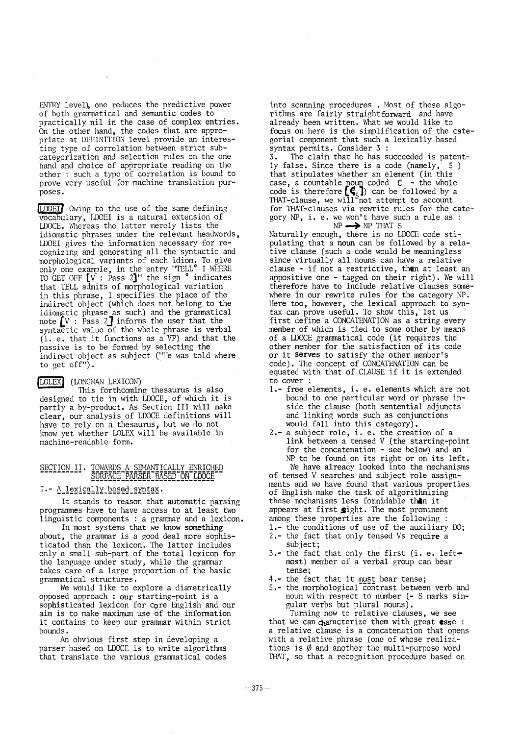ENTRY level), one reduces the predictive power of both grammatical and semantic codes to practically nil in the case of complex entries. On the other hand, the codes that are appropriate at DEFINITION level provide an interesting type of correlation between strict subcategorization and selection rules on the one hand and choice of appropriate reading on the other : such a type of correlation is bound to prove very useful for machine translation purposes.

**LDOEI** Owing to the use of the same defining vocabulary, LDOEI is a natural extension of LDOCE. Whereas the latter merely lists the idiomatic phrases under the relevant headwords, LDOEI gives the information necessary for recognizing and generating all the syntactic and morphological variants of each idiom. To give only one example, in the entry "TELL° I WHERE TO GET OFF [V : Pass 2]" the sign ° indicates that TELL admits of morphological variation in this phrase, I specifies the place of the indirect object (which does not belong to the idiomatic phrase as such) and the grammatical note [V : Pass 2] informs the user that the syntactic value of the whole phrase is verbal (i. e. that it functions as a VP) and that the passive is to be formed by selecting the indirect object as subject ("He was told where to get off").

**LOLEX** (LONGMAN LEXICON)

This forthcoming thesaurus is also designed to tie in with LDOCE, of which it is partly a by-product. As Section III will make clear, our analysis of LDOCE definitions will have to rely on a thesaurus, but we do not know yet whether LOLEX will be available in machine-readable form.

## SECTION II. TOWARDS A SEMANTICALLY ENRICHED SURFACE PARSER BASED ON LDOCE

### I.- A lexically based syntax.

It stands to reason that automatic parsing programmes have to have access to at least two linguistic components : a grammar and a lexicon.

In most systems that we know something about, the grammar is a good deal more sophisticated than the lexicon. The latter includes only a small sub-part of the total lexicon for the language under study, while the grammar takes care of a large proportion of the basic grammatical structures.

We would like to explore a diametrically opposed approach : our starting-point is a sophisticated lexicon for core English and our aim is to make maximum use of the information it contains to keep our grammar within strict bounds.

An obvious first step in developing a parser based on LDOCE is to write algorithms that translate the various grammatical codes into scanning procedures . Most of these algorithms are fairly straightforward and have already been written. What we would like to focus on here is the simplification of the categorial component that such a lexically based syntax permits. Consider 3 :

3. The claim that he has succeeded is patently false. Since there is a code (namely, 5 ) that stipulates whether an element (in this case, a countable noun coded C - the whole code is therefore [$C_5$]) can be followed by a THAT-clause, we will not attempt to account for THAT-clauses via rewrite rules for the category NP, i. e. we won't have such a rule as :

$$NP \rightarrow NP\ THAT\ S$$

Naturally enough, there is no LDOCE code stipulating that a noun can be followed by a relative clause (such a code would be meaningless since virtually all nouns can have a relative clause - if not a restrictive, then at least an appositive one - tagged on their right). We will therefore have to include relative clauses somewhere in our rewrite rules for the category NP. Here too, however, the lexical approach to syntax can prove useful. To show this, let us first define a CONCATENATION as a string every member of which is tied to some other by means of a LDOCE grammatical code (it requires the other member for the satisfaction of its code or it serves to satisfy the other member's code). The concept of CONCATENATION can be equated with that of CLAUSE if it is extended to cover :

1.- free elements, i. e. elements which are not bound to one particular word or phrase inside the clause (both sentential adjuncts and linking words such as conjunctions would fall into this category).
2.- a subject role, i. e. the creation of a link between a tensed V (the starting-point for the concatenation - see below) and an NP to be found on its right or on its left.

We have already looked into the mechanisms of tensed V searches and subject role assignments and we have found that various properties of English make the task of algorithmizing these mechanisms less formidable than it appears at first sight. The most prominent among these properties are the following :

1.- the conditions of use of the auxiliary DO;
2.- the fact that only tensed Vs require a subject;
3.- the fact that only the first (i. e. leftmost) member of a verbal group can bear tense;
4.- the fact that it must bear tense;
5.- the morphological contrast between verb and noun with respect to number (- S marks singular verbs but plural nouns).

Turning now to relative clauses, we see that we can characterize them with great ease : a relative clause is a concatenation that opens with a relative phrase (one of whose realizations is Ø and another the multi-purpose word THAT, so that a recognition procedure based on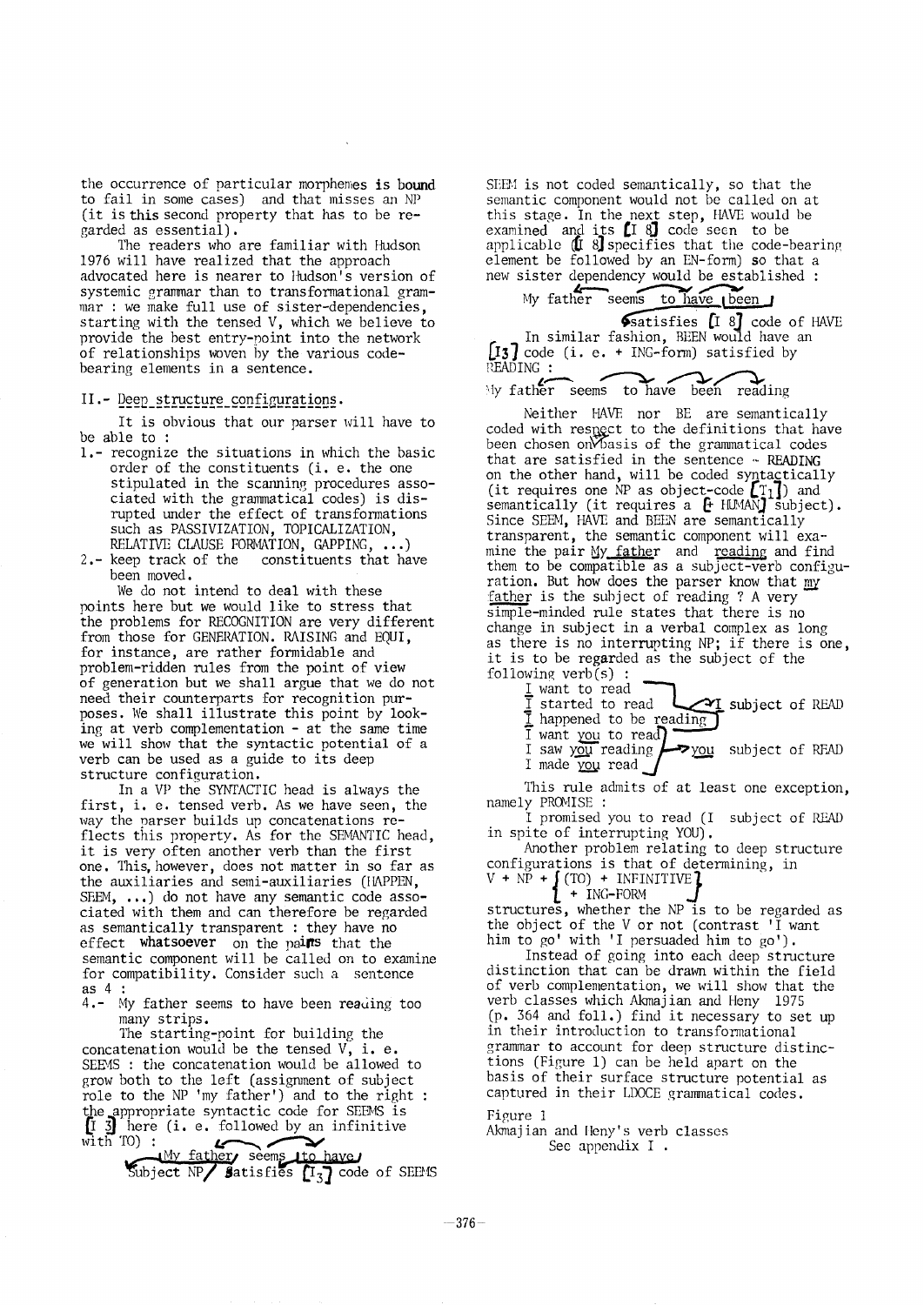the occurrence of particular morphemes is bound to fail in some cases) and that misses an NP (it is this second property that has to be regarded as essential).

The readers who are familiar with Hudson 1976 will have realized that the approach advocated here is nearer to Hudson's version of systemic grammar than to transformational grammar : we make full use of sister-dependencies, starting with the tensed V, which we believe to provide the best entry-point into the network of relationships woven by the various code-bearing elements in a sentence.

## II.- Deep structure configurations.

It is obvious that our parser will have to be able to :

1.- recognize the situations in which the basic order of the constituents (i. e. the one stipulated in the scanning procedures associated with the grammatical codes) is disrupted under the effect of transformations such as PASSIVIZATION, TOPICALIZATION, RELATIVE CLAUSE FORMATION, GAPPING, ...)
2.- keep track of the constituents that have been moved.

We do not intend to deal with these points here but we would like to stress that the problems for RECOGNITION are very different from those for GENERATION. RAISING and EQUI, for instance, are rather formidable and problem-ridden rules from the point of view of generation but we shall argue that we do not need their counterparts for recognition purposes. We shall illustrate this point by looking at verb complementation - at the same time we will show that the syntactic potential of a verb can be used as a guide to its deep structure configuration.

In a VP the SYNTACTIC head is always the first, i. e. tensed verb. As we have seen, the way the parser builds up concatenations reflects this property. As for the SEMANTIC head, it is very often another verb than the first one. This, however, does not matter in so far as the auxiliaries and semi-auxiliaries (HAPPEN, SEEM, ...) do not have any semantic code associated with them and can therefore be regarded as semantically transparent : they have no effect whatsoever on the pairs that the semantic component will be called on to examine for compatibility. Consider such a sentence as 4 :

4.- My father seems to have been reading too many strips.

The starting-point for building the concatenation would be the tensed V, i. e. SEEMS : the concatenation would be allowed to grow both to the left (assignment of subject role to the NP 'my father') and to the right : the appropriate syntactic code for SEEMS is [I 3] here (i. e. followed by an infinitive with TO) :

My father seems to have
Subject NP / satisfies [I3] code of SEEMS

SEEM is not coded semantically, so that the semantic component would not be called on at this stage. In the next step, HAVE would be examined and its [I 8] code seen to be applicable ([I 8] specifies that the code-bearing element be followed by an EN-form) so that a new sister dependency would be established :

My father seems to have been
satisfies [I 8] code of HAVE

In similar fashion, BEEN would have an [I3] code (i. e. + ING-form) satisfied by READING :

My father seems to have been reading

Neither HAVE nor BE are semantically coded with respect to the definitions that have been chosen on basis of the grammatical codes that are satisfied in the sentence - READING on the other hand, will be coded syntactically (it requires one NP as object-code [T1]) and semantically (it requires a [+ HUMAN] subject). Since SEEM, HAVE and BEEN are semantically transparent, the semantic component will examine the pair My father and reading and find them to be compatible as a subject-verb configuration. But how does the parser know that my father is the subject of reading ? A very simple-minded rule states that there is no change in subject in a verbal complex as long as there is no interrupting NP; if there is one, it is to be regarded as the subject of the following verb(s) :

I want to read
I started to read → I subject of READ
I happened to be reading

I want you to read
I saw you reading → you subject of READ
I made you read

This rule admits of at least one exception, namely PROMISE :

I promised you to read (I subject of READ in spite of interrupting YOU).

Another problem relating to deep structure configurations is that of determining, in

V + NP + { (TO) + INFINITIVE / + ING-FORM }

structures, whether the NP is to be regarded as the object of the V or not (contrast 'I want him to go' with 'I persuaded him to go').

Instead of going into each deep structure distinction that can be drawn within the field of verb complementation, we will show that the verb classes which Akmajian and Heny 1975 (p. 364 and foll.) find it necessary to set up in their introduction to transformational grammar to account for deep structure distinctions (Figure 1) can be held apart on the basis of their surface structure potential as captured in their LDOCE grammatical codes.

Figure 1
Akmajian and Heny's verb classes
See appendix I .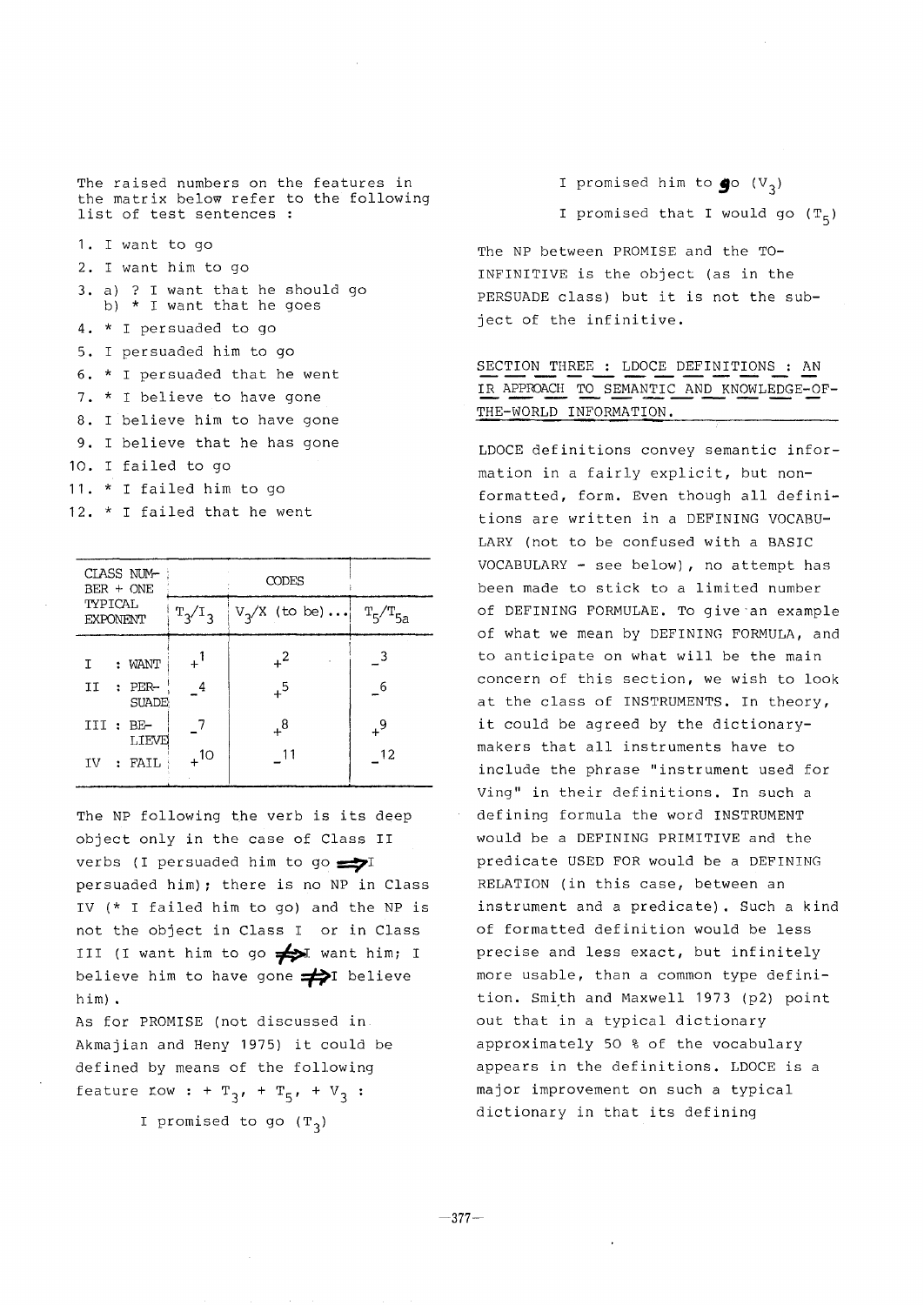The raised numbers on the features in the matrix below refer to the following list of test sentences :

1. I want to go
2. I want him to go
3. a) ? I want that he should go
   b) * I want that he goes
4. * I persuaded to go
5. I persuaded him to go
6. * I persuaded that he went
7. * I believe to have gone
8. I believe him to have gone
9. I believe that he has gone
10. I failed to go
11. * I failed him to go
12. * I failed that he went

| CLASS NUMBER + ONE TYPICAL EXPONENT | CODES | | |
|---|---|---|---|
| | $T_3/I_3$ | $V_3/X$ (to be)... | $T_5/T_{5a}$ |
| I : WANT | $+^1$ | $+^2$ | $-^3$ |
| II : PERSUADE | $-^4$ | $+^5$ | $-^6$ |
| III : BELIEVE | $-^7$ | $+^8$ | $+^9$ |
| IV : FAIL | $+^{10}$ | $-^{11}$ | $-^{12}$ |

The NP following the verb is its deep object only in the case of Class II verbs (I persuaded him to go ⇒ I persuaded him); there is no NP in Class IV (* I failed him to go) and the NP is not the object in Class I or in Class III (I want him to go ⇏ I want him; I believe him to have gone ⇏ I believe him).

As for PROMISE (not discussed in Akmajian and Heny 1975) it could be defined by means of the following feature row : + $T_3$, + $T_5$, + $V_3$ :

I promised to go ($T_3$)

I promised him to go ($V_3$)

I promised that I would go ($T_5$)

The NP between PROMISE and the TO-INFINITIVE is the object (as in the PERSUADE class) but it is not the subject of the infinitive.

## SECTION THREE : LDOCE DEFINITIONS : AN IR APPROACH TO SEMANTIC AND KNOWLEDGE-OF-THE-WORLD INFORMATION.

LDOCE definitions convey semantic information in a fairly explicit, but non-formatted, form. Even though all definitions are written in a DEFINING VOCABULARY (not to be confused with a BASIC VOCABULARY - see below), no attempt has been made to stick to a limited number of DEFINING FORMULAE. To give an example of what we mean by DEFINING FORMULA, and to anticipate on what will be the main concern of this section, we wish to look at the class of INSTRUMENTS. In theory, it could be agreed by the dictionary-makers that all instruments have to include the phrase "instrument used for Ving" in their definitions. In such a defining formula the word INSTRUMENT would be a DEFINING PRIMITIVE and the predicate USED FOR would be a DEFINING RELATION (in this case, between an instrument and a predicate). Such a kind of formatted definition would be less precise and less exact, but infinitely more usable, than a common type definition. Smith and Maxwell 1973 (p2) point out that in a typical dictionary approximately 50 % of the vocabulary appears in the definitions. LDOCE is a major improvement on such a typical dictionary in that its defining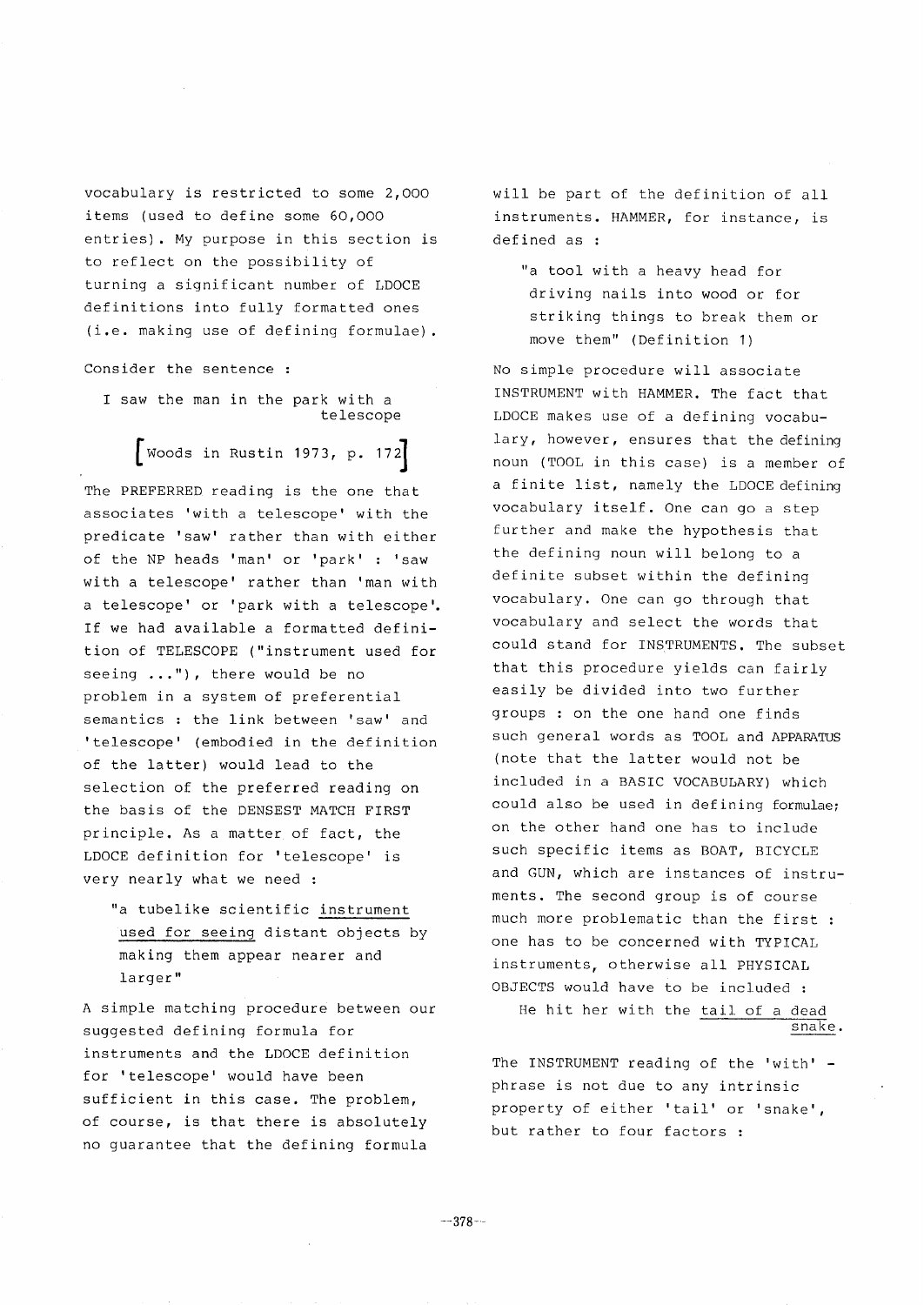vocabulary is restricted to some 2,000 items (used to define some 60,000 entries). My purpose in this section is to reflect on the possibility of turning a significant number of LDOCE definitions into fully formatted ones (i.e. making use of defining formulae).

Consider the sentence :

> I saw the man in the park with a telescope
>
> [Woods in Rustin 1973, p. 172]

The PREFERRED reading is the one that associates 'with a telescope' with the predicate 'saw' rather than with either of the NP heads 'man' or 'park' : 'saw with a telescope' rather than 'man with a telescope' or 'park with a telescope'. If we had available a formatted definition of TELESCOPE ("instrument used for seeing ..."), there would be no problem in a system of preferential semantics : the link between 'saw' and 'telescope' (embodied in the definition of the latter) would lead to the selection of the preferred reading on the basis of the DENSEST MATCH FIRST principle. As a matter of fact, the LDOCE definition for 'telescope' is very nearly what we need :

> "a tubelike scientific <u>instrument used for seeing</u> distant objects by making them appear nearer and larger"

A simple matching procedure between our suggested defining formula for instruments and the LDOCE definition for 'telescope' would have been sufficient in this case. The problem, of course, is that there is absolutely no guarantee that the defining formula will be part of the definition of all instruments. HAMMER, for instance, is defined as :

> "a tool with a heavy head for driving nails into wood or for striking things to break them or move them" (Definition 1)

No simple procedure will associate INSTRUMENT with HAMMER. The fact that LDOCE makes use of a defining vocabulary, however, ensures that the defining noun (TOOL in this case) is a member of a finite list, namely the LDOCE defining vocabulary itself. One can go a step further and make the hypothesis that the defining noun will belong to a definite subset within the defining vocabulary. One can go through that vocabulary and select the words that could stand for INSTRUMENTS. The subset that this procedure yields can fairly easily be divided into two further groups : on the one hand one finds such general words as TOOL and APPARATUS (note that the latter would not be included in a BASIC VOCABULARY) which could also be used in defining formulae; on the other hand one has to include such specific items as BOAT, BICYCLE and GUN, which are instances of instruments. The second group is of course much more problematic than the first : one has to be concerned with TYPICAL instruments, otherwise all PHYSICAL OBJECTS would have to be included :

> He hit her with the <u>tail of a dead snake</u>.

The INSTRUMENT reading of the 'with' - phrase is not due to any intrinsic property of either 'tail' or 'snake', but rather to four factors :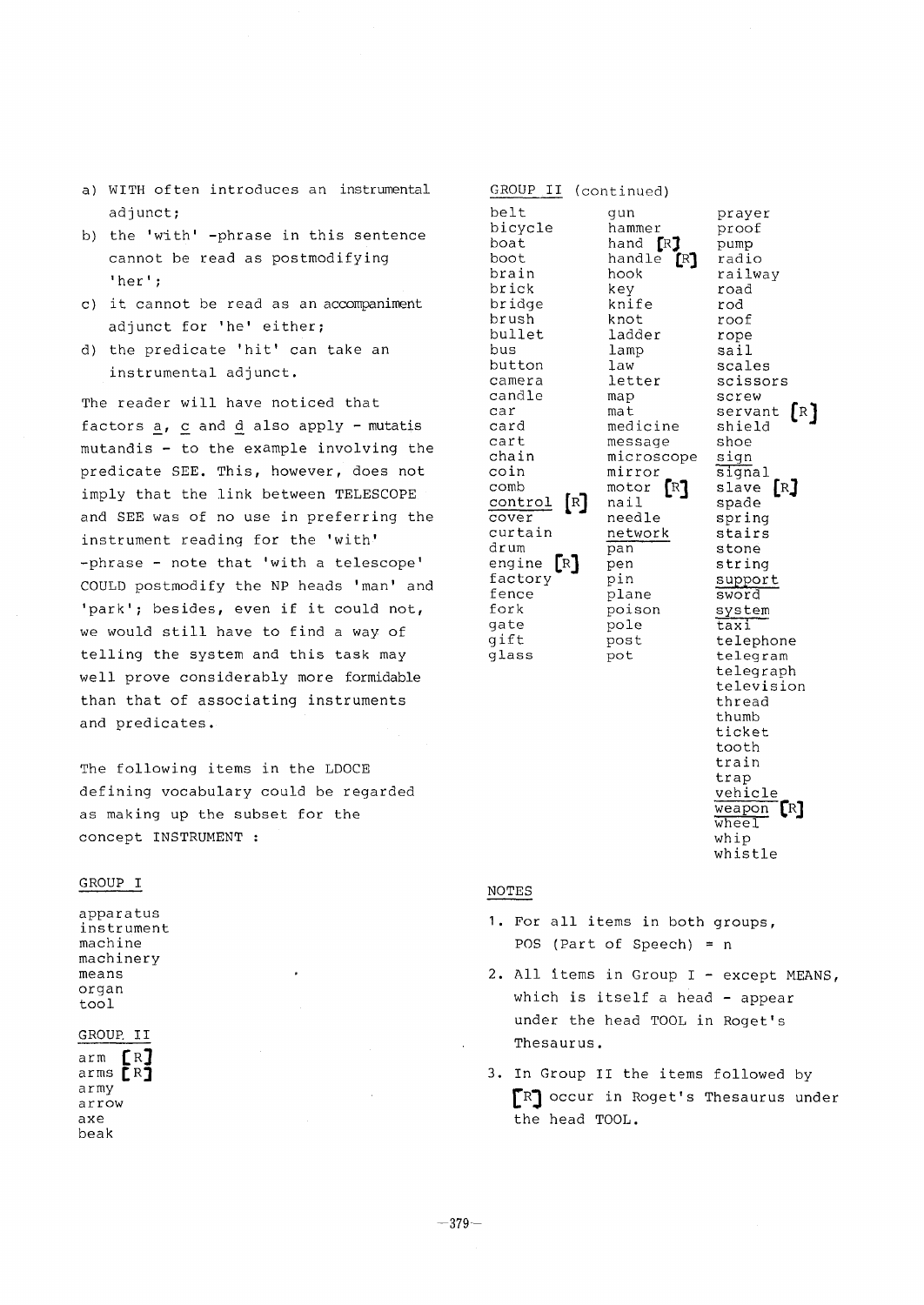a) WITH often introduces an instrumental adjunct;
b) the 'with' -phrase in this sentence cannot be read as postmodifying 'her';
c) it cannot be read as an accompaniment adjunct for 'he' either;
d) the predicate 'hit' can take an instrumental adjunct.

The reader will have noticed that factors a, c and d also apply - mutatis mutandis - to the example involving the predicate SEE. This, however, does not imply that the link between TELESCOPE and SEE was of no use in preferring the instrument reading for the 'with' -phrase - note that 'with a telescope' COULD postmodify the NP heads 'man' and 'park'; besides, even if it could not, we would still have to find a way of telling the system and this task may well prove considerably more formidable than that of associating instruments and predicates.

The following items in the LDOCE defining vocabulary could be regarded as making up the subset for the concept INSTRUMENT :

GROUP I

apparatus
instrument
machine
machinery
means
organ
tool

GROUP II

arm [R]
arms [R]
army
arrow
axe
beak
belt
bicycle
boat
boot
brain
brick
bridge
brush
bullet
bus
button
camera
candle
car
card
cart
chain
coin
comb
control [R]
cover
curtain
drum
engine [R]
factory
fence
fork
gate
gift
glass
gun
hammer
hand [R]
handle [R]
hook
key
knife
knot
ladder
lamp
law
letter
map
mat
medicine
message
microscope
mirror
motor [R]
nail
needle
network
pan
pen
pin
plane
poison
pole
post
pot
prayer
proof
pump
radio
railway
road
rod
roof
rope
sail
scales
scissors
screw
servant [R]
shield
shoe
sign
signal
slave [R]
spade
spring
stairs
stone
string
support
sword
system
taxi
telephone
telegram
telegraph
television
thread
thumb
ticket
tooth
train
trap
vehicle
weapon [R]
wheel
whip
whistle

NOTES

1. For all items in both groups, POS (Part of Speech) = n
2. All items in Group I - except MEANS, which is itself a head - appear under the head TOOL in Roget's Thesaurus.
3. In Group II the items followed by [R] occur in Roget's Thesaurus under the head TOOL.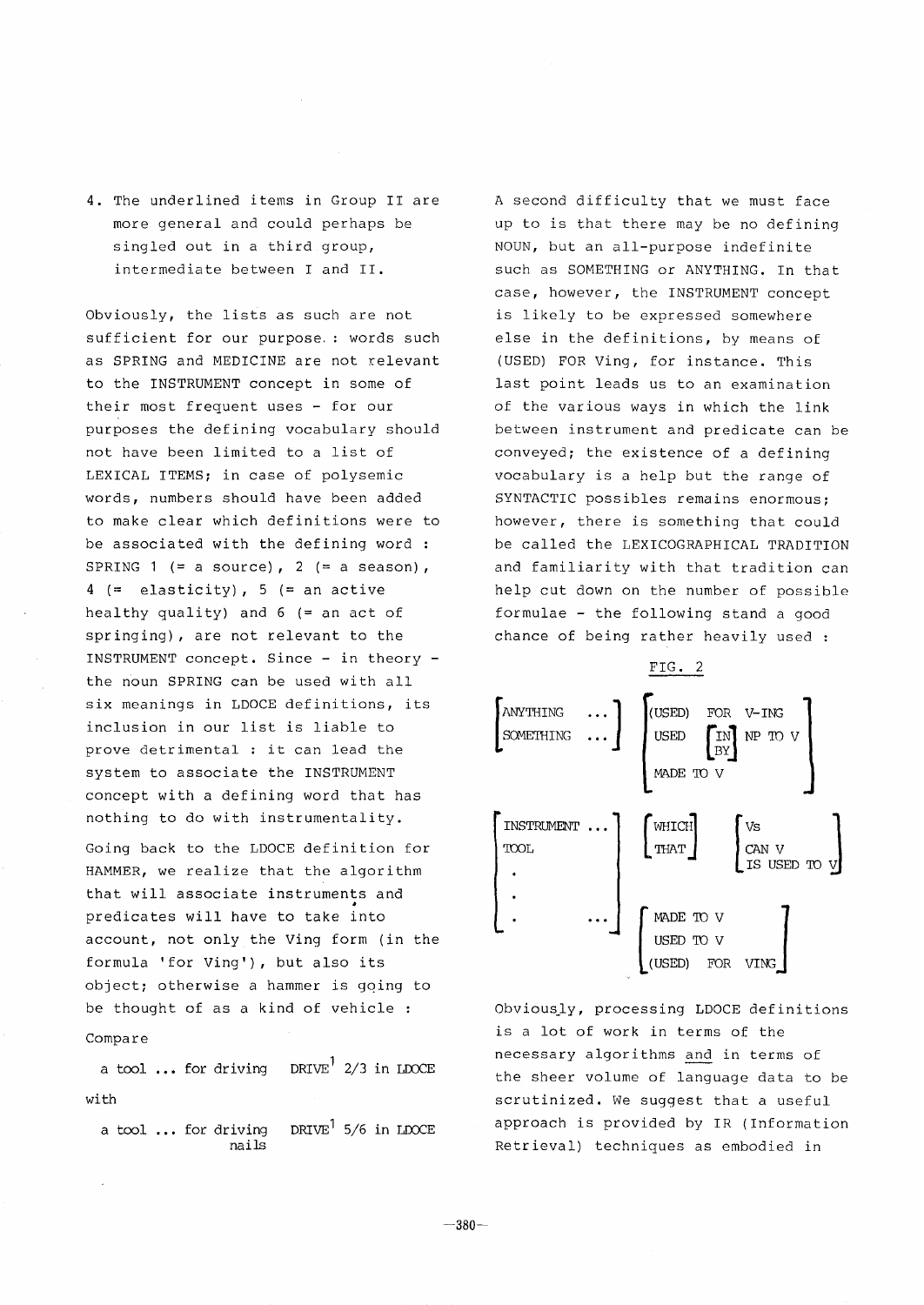4. The underlined items in Group II are more general and could perhaps be singled out in a third group, intermediate between I and II.

Obviously, the lists as such are not sufficient for our purpose. : words such as SPRING and MEDICINE are not relevant to the INSTRUMENT concept in some of their most frequent uses - for our purposes the defining vocabulary should not have been limited to a list of LEXICAL ITEMS; in case of polysemic words, numbers should have been added to make clear which definitions were to be associated with the defining word : SPRING 1 (= a source), 2 (= a season), 4 (= elasticity), 5 (= an active healthy quality) and 6 (= an act of springing), are not relevant to the INSTRUMENT concept. Since - in theory - the noun SPRING can be used with all six meanings in LDOCE definitions, its inclusion in our list is liable to prove detrimental : it can lead the system to associate the INSTRUMENT concept with a defining word that has nothing to do with instrumentality.

Going back to the LDOCE definition for HAMMER, we realize that the algorithm that will associate instruments and predicates will have to take into account, not only the Ving form (in the formula 'for Ving'), but also its object; otherwise a hammer is going to be thought of as a kind of vehicle :

Compare

a tool ... for driving DRIVE[1] 2/3 in LDOCE

with

a tool ... for driving nails DRIVE[1] 5/6 in LDOCE

A second difficulty that we must face up to is that there may be no defining NOUN, but an all-purpose indefinite such as SOMETHING or ANYTHING. In that case, however, the INSTRUMENT concept is likely to be expressed somewhere else in the definitions, by means of (USED) FOR Ving, for instance. This last point leads us to an examination of the various ways in which the link between instrument and predicate can be conveyed; the existence of a defining vocabulary is a help but the range of SYNTACTIC possibles remains enormous; however, there is something that could be called the LEXICOGRAPHICAL TRADITION and familiarity with that tradition can help cut down on the number of possible formulae - the following stand a good chance of being rather heavily used :

FIG. 2

```
[ ANYTHING  ... ]   [ (USED) FOR V-ING           ]
[ SOMETHING ... ]   [ USED [IN / BY] NP TO V     ]
                    [ MADE TO V                  ]

[ INSTRUMENT ... ]  [ WHICH ]  [ Vs          ]
[ TOOL           ]  [ THAT  ]  [ CAN V       ]
[ .              ]             [ IS USED TO V]
[ .              ]
[ .          ... ]  [ MADE TO V      ]
                    [ USED TO V      ]
                    [ (USED) FOR VING]
```

Obviously, processing LDOCE definitions is a lot of work in terms of the necessary algorithms and in terms of the sheer volume of language data to be scrutinized. We suggest that a useful approach is provided by IR (Information Retrieval) techniques as embodied in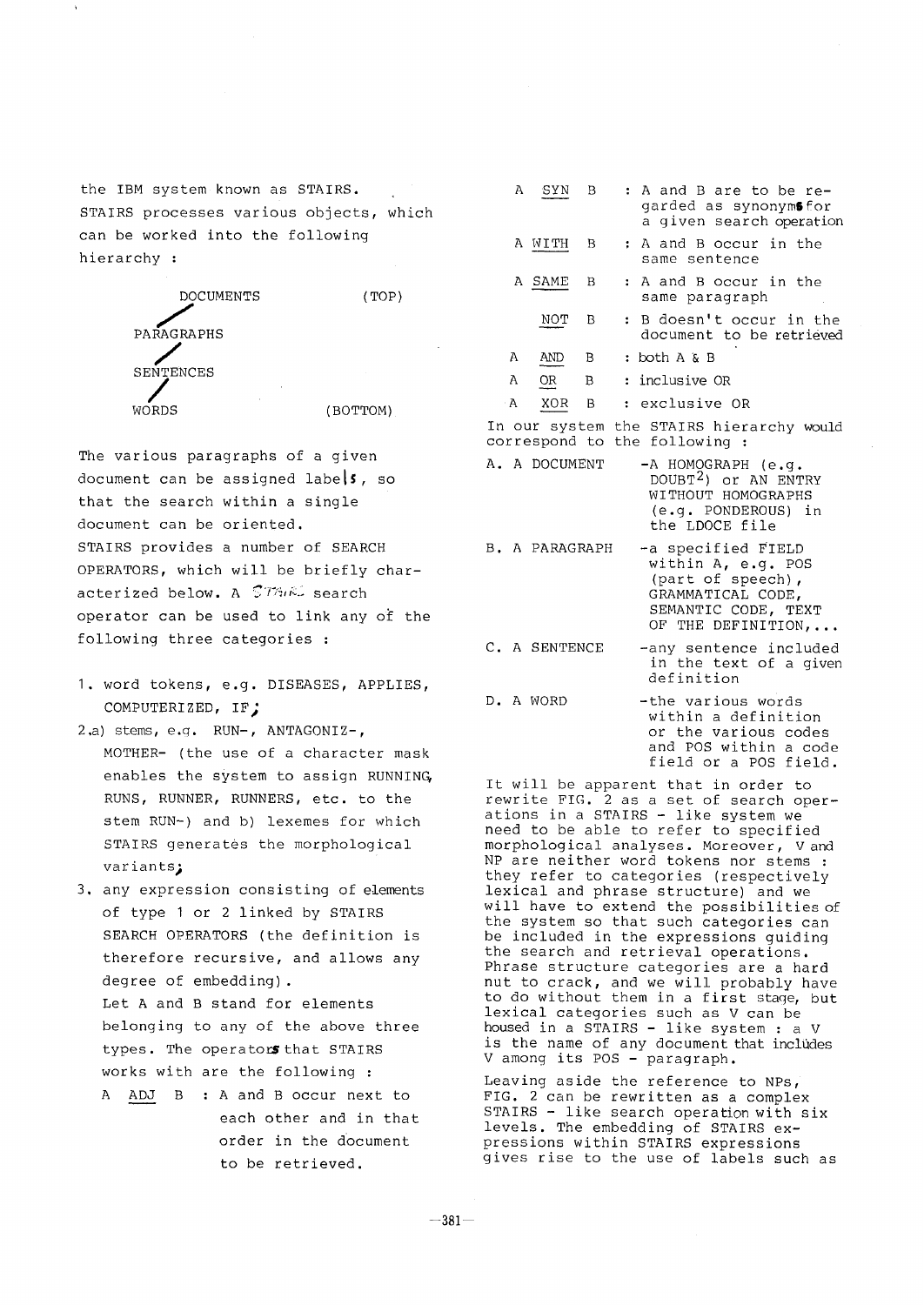the IBM system known as STAIRS. STAIRS processes various objects, which can be worked into the following hierarchy :

```
DOCUMENTS            (TOP)
   /
PARAGRAPHS
   /
SENTENCES
   /
WORDS                (BOTTOM)
```

The various paragraphs of a given document can be assigned labels, so that the search within a single document can be oriented.
STAIRS provides a number of SEARCH OPERATORS, which will be briefly characterized below. A STAIRS search operator can be used to link any of the following three categories :

1. word tokens, e.g. DISEASES, APPLIES, COMPUTERIZED, IF;
2. a) stems, e.g. RUN-, ANTAGONIZ-, MOTHER- (the use of a character mask enables the system to assign RUNNING, RUNS, RUNNER, RUNNERS, etc. to the stem RUN-) and b) lexemes for which STAIRS generates the morphological variants;
3. any expression consisting of elements of type 1 or 2 linked by STAIRS SEARCH OPERATORS (the definition is therefore recursive, and allows any degree of embedding).

   Let A and B stand for elements belonging to any of the above three types. The operators that STAIRS works with are the following :

| | |
|---|---|
| A <u>ADJ</u> B | : A and B occur next to each other and in that order in the document to be retrieved. |
| A <u>SYN</u> B | : A and B are to be regarded as synonyms for a given search operation |
| A <u>WITH</u> B | : A and B occur in the same sentence |
| A <u>SAME</u> B | : A and B occur in the same paragraph |
| <u>NOT</u> B | : B doesn't occur in the document to be retrieved |
| A <u>AND</u> B | : both A & B |
| A <u>OR</u> B | : inclusive OR |
| A <u>XOR</u> B | : exclusive OR |

In our system the STAIRS hierarchy would correspond to the following :

| | |
|---|---|
| A. A DOCUMENT | -A HOMOGRAPH (e.g. DOUBT[2]) or AN ENTRY WITHOUT HOMOGRAPHS (e.g. PONDEROUS) in the LDOCE file |
| B. A PARAGRAPH | -a specified FIELD within A, e.g. POS (part of speech), GRAMMATICAL CODE, SEMANTIC CODE, TEXT OF THE DEFINITION,... |
| C. A SENTENCE | -any sentence included in the text of a given definition |
| D. A WORD | -the various words within a definition or the various codes and POS within a code field or a POS field. |

It will be apparent that in order to rewrite FIG. 2 as a set of search operations in a STAIRS - like system we need to be able to refer to specified morphological analyses. Moreover, V and NP are neither word tokens nor stems : they refer to categories (respectively lexical and phrase structure) and we will have to extend the possibilities of the system so that such categories can be included in the expressions guiding the search and retrieval operations. Phrase structure categories are a hard nut to crack, and we will probably have to do without them in a first stage, but lexical categories such as V can be housed in a STAIRS - like system : a V is the name of any document that includes V among its POS - paragraph.

Leaving aside the reference to NPs, FIG. 2 can be rewritten as a complex STAIRS - like search operation with six levels. The embedding of STAIRS expressions within STAIRS expressions gives rise to the use of labels such as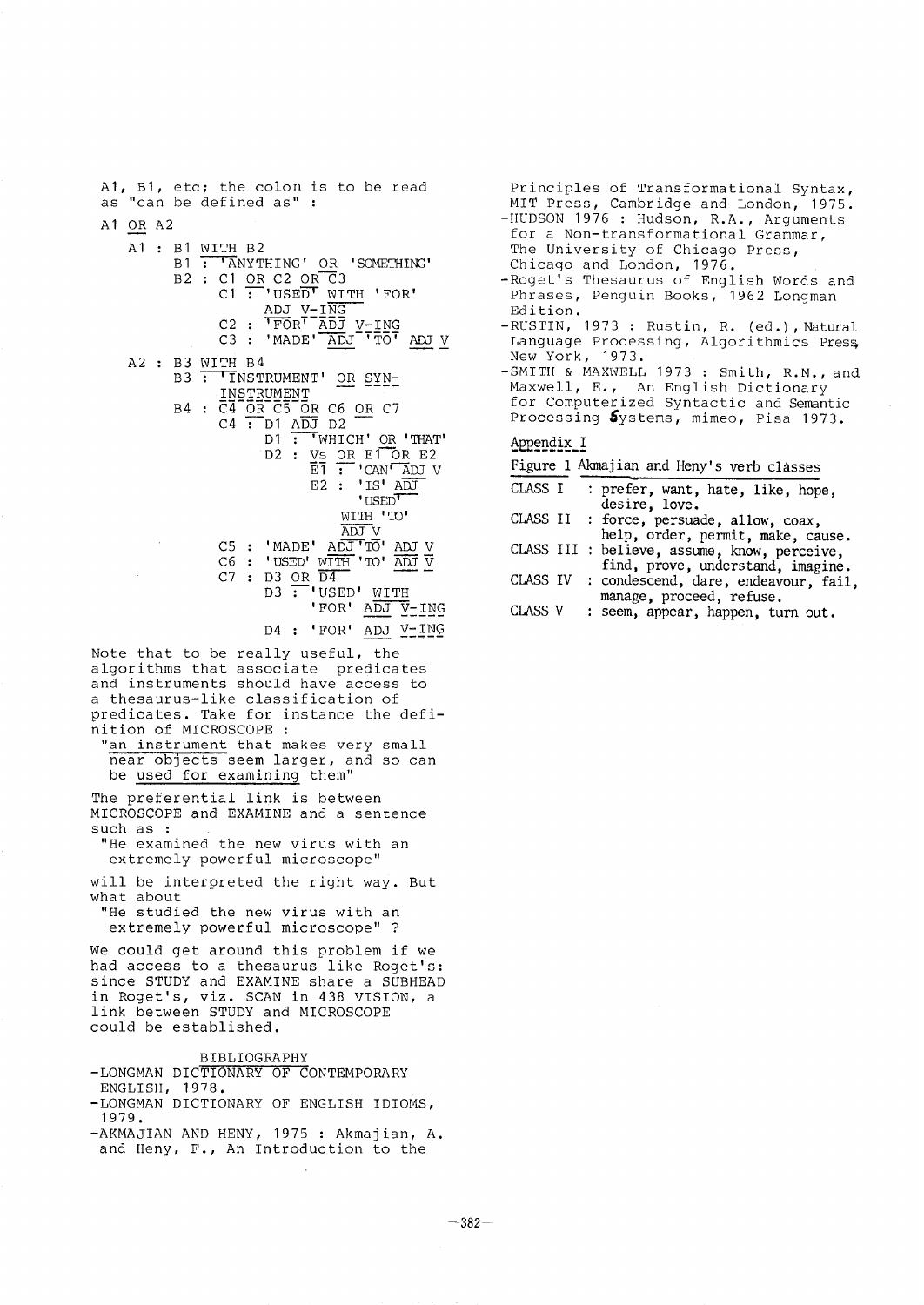A1, B1, etc; the colon is to be read as "can be defined as" :

```
A1 OR A2

   A1 : B1 WITH B2
        B1 : 'ANYTHING' OR 'SOMETHING'
        B2 : C1 OR C2 OR C3
             C1 : 'USED' WITH 'FOR'
                  ADJ V-ING
             C2 : 'FOR' ADJ V-ING
             C3 : 'MADE' ADJ 'TO' ADJ V

   A2 : B3 WITH B4
        B3 : 'INSTRUMENT' OR SYN-
             INSTRUMENT
        B4 : C4 OR C5 OR C6 OR C7
             C4 : D1 ADJ D2
                  D1 : 'WHICH' OR 'THAT'
                  D2 : Vs OR E1 OR E2
                       E1 : 'CAN' ADJ V
                       E2 : 'IS' ADJ
                            'USED'
                            WITH 'TO'
                            ADJ V
             C5 : 'MADE' ADJ 'TO' ADJ V
             C6 : 'USED' WITH 'TO' ADJ V
             C7 : D3 OR D4
                  D3 : 'USED' WITH
                       'FOR' ADJ V-ING
                  D4 : 'FOR' ADJ V-ING
```

Note that to be really useful, the algorithms that associate predicates and instruments should have access to a thesaurus-like classification of predicates. Take for instance the definition of MICROSCOPE :

"an instrument that makes very small near objects seem larger, and so can be used for examining them"

The preferential link is between MICROSCOPE and EXAMINE and a sentence such as :

"He examined the new virus with an extremely powerful microscope"

will be interpreted the right way. But what about

"He studied the new virus with an extremely powerful microscope" ?

We could get around this problem if we had access to a thesaurus like Roget's: since STUDY and EXAMINE share a SUBHEAD in Roget's, viz. SCAN in 438 VISION, a link between STUDY and MICROSCOPE could be established.

## BIBLIOGRAPHY

- LONGMAN DICTIONARY OF CONTEMPORARY ENGLISH, 1978.
- LONGMAN DICTIONARY OF ENGLISH IDIOMS, 1979.
- AKMAJIAN AND HENY, 1975 : Akmajian, A. and Heny, F., An Introduction to the Principles of Transformational Syntax, MIT Press, Cambridge and London, 1975.
- HUDSON 1976 : Hudson, R.A., Arguments for a Non-transformational Grammar, The University of Chicago Press, Chicago and London, 1976.
- Roget's Thesaurus of English Words and Phrases, Penguin Books, 1962 Longman Edition.
- RUSTIN, 1973 : Rustin, R. (ed.), Natural Language Processing, Algorithmics Press, New York, 1973.
- SMITH & MAXWELL 1973 : Smith, R.N., and Maxwell, E., An English Dictionary for Computerized Syntactic and Semantic Processing Systems, mimeo, Pisa 1973.

## Appendix I

Figure 1 Akmajian and Heny's verb classes

| | |
|---|---|
| CLASS I | : prefer, want, hate, like, hope, desire, love. |
| CLASS II | : force, persuade, allow, coax, help, order, permit, make, cause. |
| CLASS III | : believe, assume, know, perceive, find, prove, understand, imagine. |
| CLASS IV | : condescend, dare, endeavour, fail, manage, proceed, refuse. |
| CLASS V | : seem, appear, happen, turn out. |